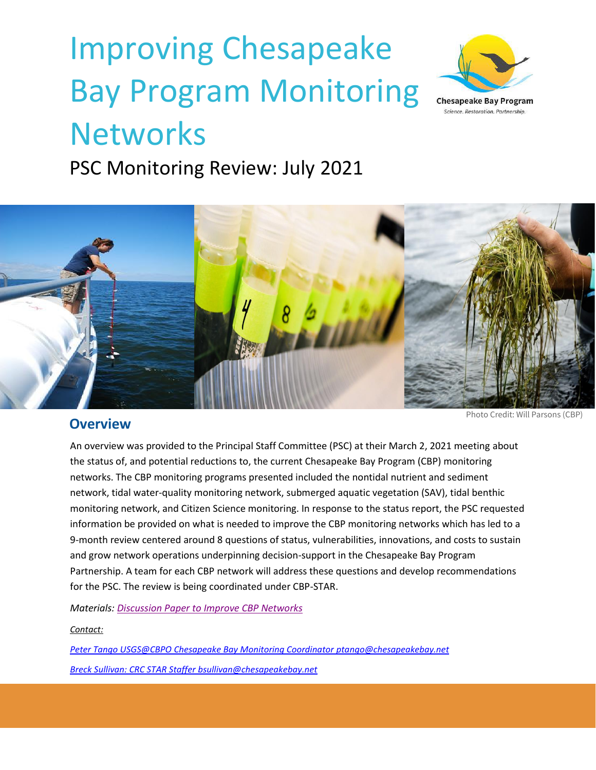# Improving Chesapeake Bay Program Monitoring Networks

Chesapeake Bay Program

*Science. Restoration. Partnership.*

## PSC Monitoring Review: July 2021

Photo Credit: Will Parsons (CBP)

### Overview

An overview was provided to the Principal Staff Committee (PSC) at their March 2, 2021 meeting about the status of, and potential reductions to, the current Chesapeake Bay Program (CBP) monitoring networks. The CBP monitoring programs presented included the nontidal nutrient and sediment network, tidal water-quality monitoring network, submerged aquatic vegetation (SAV), tidal benthic monitoring network, and Citizen Science monitoring. In response to the status report, the PSC requested information be provided on what is needed to improve the CBP monitoring networks which has led to a 9-month review centered around 8 questions of status, vulnerabilities, innovations, and costs to sustain and grow network operations underpinning decision-support in the Chesapeake Bay Program Partnership. A team for each CBP network will address these questions and develop recommendations for the PSC. The review is being coordinated under CBP-STAR.

*Materials: Discussion Paper to Improve CBP Networks*

*Contact:*

*Peter Tango USGS@CBPO Chesapeake Bay Monitoring Coordinator ptango@chesapeakebay.net*

*Breck Sullivan: CRC STAR Staffer bsullivan@chesapeakebay.net*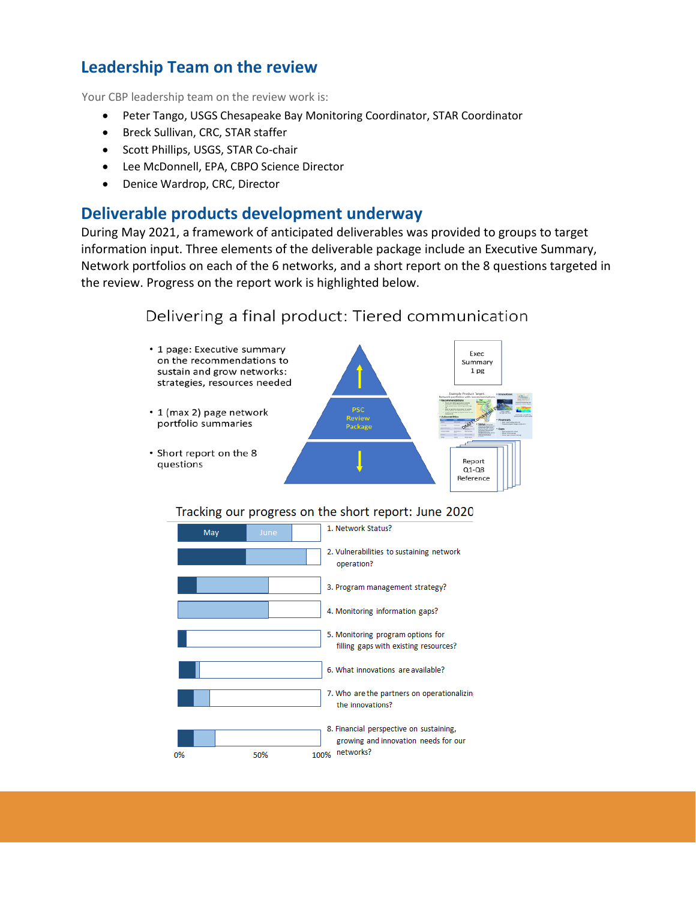## Leadership Team on the review

Your CBP leadership team on the review work is:

- Peter Tango, USGS Chesapeake Bay Monitoring Coordinator, STAR Coordinator
- Breck Sullivan, CRC, STAR staffer
- Scott Phillips, USGS, STAR Co-chair
- Lee McDonnell, EPA, CBPO Science Director
- Denice Wardrop, CRC, Director

## Deliverable products development underway

During May 2021, a framework of anticipated deliverables was provided to groups to target information input. Three elements of the deliverable package include an Executive Summary, Network portfolios on each of the 6 networks, and a short report on the 8 questions targeted in the review. Progress on the report work is highlighted below.

Delivering a final product: Tiered communication

- 1 page: Executive summary on the recommendations to sustain and grow networks: strategies, resources needed
- 1 (max 2) page network portfolio summaries
- Short report on the 8 questions

PSC Review Package

Exec Summary 1 pg

Report Q1-Q8 Reference

Tracking our progress on the short report: June 2020

May | June

1. Network Status?
2. Vulnerabilities to sustaining network operation?
3. Program management strategy?
4. Monitoring information gaps?
5. Monitoring program options for filling gaps with existing resources?
6. What innovations are available?
7. Who are the partners on operationalizing the innovations?
8. Financial perspective on sustaining, growing and innovation needs for our networks?

0% 50% 100%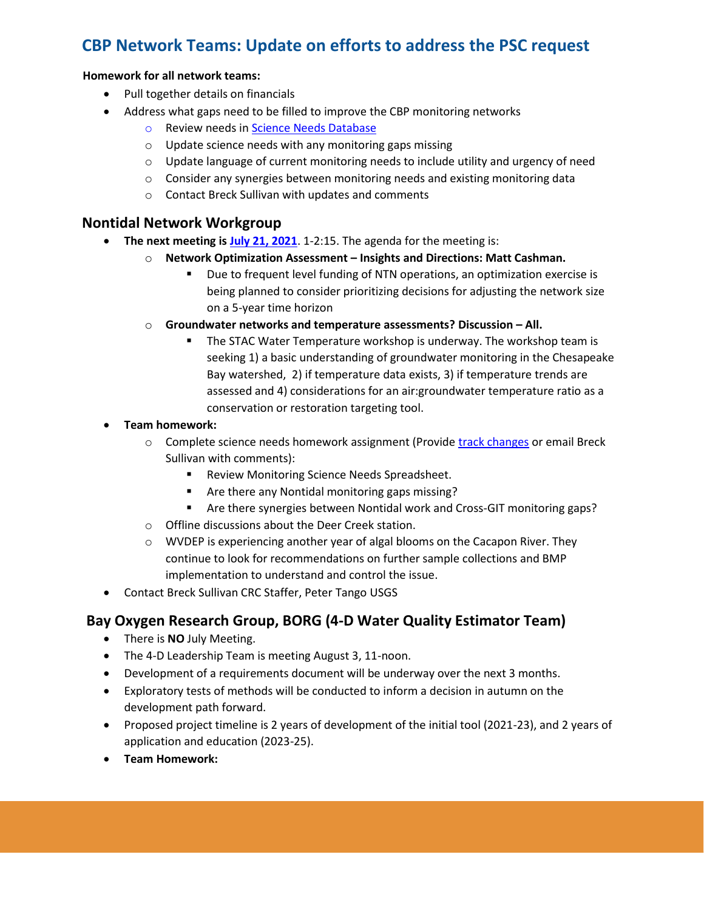## CBP Network Teams: Update on efforts to address the PSC request

**Homework for all network teams:**

- Pull together details on financials
- Address what gaps need to be filled to improve the CBP monitoring networks
  - Review needs in Science Needs Database
  - Update science needs with any monitoring gaps missing
  - Update language of current monitoring needs to include utility and urgency of need
  - Consider any synergies between monitoring needs and existing monitoring data
  - Contact Breck Sullivan with updates and comments

### Nontidal Network Workgroup

- **The next meeting is July 21, 2021**. 1-2:15. The agenda for the meeting is:
  - **Network Optimization Assessment – Insights and Directions: Matt Cashman.**
    - Due to frequent level funding of NTN operations, an optimization exercise is being planned to consider prioritizing decisions for adjusting the network size on a 5-year time horizon
  - **Groundwater networks and temperature assessments? Discussion – All.**
    - The STAC Water Temperature workshop is underway. The workshop team is seeking 1) a basic understanding of groundwater monitoring in the Chesapeake Bay watershed, 2) if temperature data exists, 3) if temperature trends are assessed and 4) considerations for an air:groundwater temperature ratio as a conservation or restoration targeting tool.
- **Team homework:**
  - Complete science needs homework assignment (Provide track changes or email Breck Sullivan with comments):
    - Review Monitoring Science Needs Spreadsheet.
    - Are there any Nontidal monitoring gaps missing?
    - Are there synergies between Nontidal work and Cross-GIT monitoring gaps?
  - Offline discussions about the Deer Creek station.
  - WVDEP is experiencing another year of algal blooms on the Cacapon River. They continue to look for recommendations on further sample collections and BMP implementation to understand and control the issue.
- Contact Breck Sullivan CRC Staffer, Peter Tango USGS

### Bay Oxygen Research Group, BORG (4-D Water Quality Estimator Team)

- There is **NO** July Meeting.
- The 4-D Leadership Team is meeting August 3, 11-noon.
- Development of a requirements document will be underway over the next 3 months.
- Exploratory tests of methods will be conducted to inform a decision in autumn on the development path forward.
- Proposed project timeline is 2 years of development of the initial tool (2021-23), and 2 years of application and education (2023-25).
- **Team Homework:**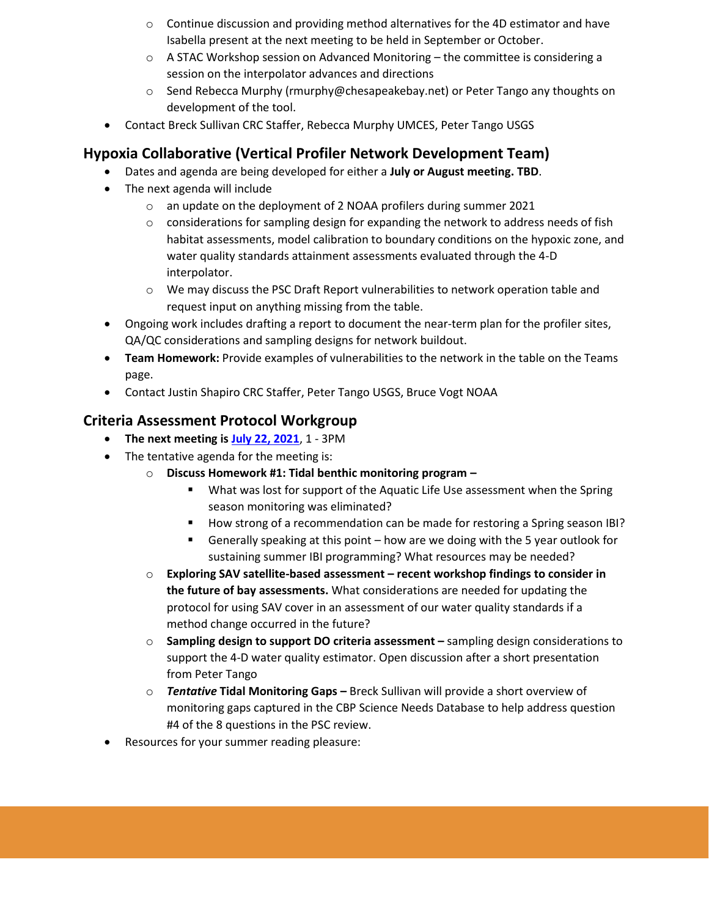- Continue discussion and providing method alternatives for the 4D estimator and have Isabella present at the next meeting to be held in September or October.
  - A STAC Workshop session on Advanced Monitoring – the committee is considering a session on the interpolator advances and directions
  - Send Rebecca Murphy (rmurphy@chesapeakebay.net) or Peter Tango any thoughts on development of the tool.
- Contact Breck Sullivan CRC Staffer, Rebecca Murphy UMCES, Peter Tango USGS

## Hypoxia Collaborative (Vertical Profiler Network Development Team)

- Dates and agenda are being developed for either a **July or August meeting. TBD**.
- The next agenda will include
  - an update on the deployment of 2 NOAA profilers during summer 2021
  - considerations for sampling design for expanding the network to address needs of fish habitat assessments, model calibration to boundary conditions on the hypoxic zone, and water quality standards attainment assessments evaluated through the 4-D interpolator.
  - We may discuss the PSC Draft Report vulnerabilities to network operation table and request input on anything missing from the table.
- Ongoing work includes drafting a report to document the near-term plan for the profiler sites, QA/QC considerations and sampling designs for network buildout.
- **Team Homework:** Provide examples of vulnerabilities to the network in the table on the Teams page.
- Contact Justin Shapiro CRC Staffer, Peter Tango USGS, Bruce Vogt NOAA

## Criteria Assessment Protocol Workgroup

- **The next meeting is July 22, 2021**, 1 - 3PM
- The tentative agenda for the meeting is:
  - **Discuss Homework #1: Tidal benthic monitoring program –**
    - What was lost for support of the Aquatic Life Use assessment when the Spring season monitoring was eliminated?
    - How strong of a recommendation can be made for restoring a Spring season IBI?
    - Generally speaking at this point – how are we doing with the 5 year outlook for sustaining summer IBI programming? What resources may be needed?
  - **Exploring SAV satellite-based assessment – recent workshop findings to consider in the future of bay assessments.** What considerations are needed for updating the protocol for using SAV cover in an assessment of our water quality standards if a method change occurred in the future?
  - **Sampling design to support DO criteria assessment –** sampling design considerations to support the 4-D water quality estimator. Open discussion after a short presentation from Peter Tango
  - ***Tentative* Tidal Monitoring Gaps –** Breck Sullivan will provide a short overview of monitoring gaps captured in the CBP Science Needs Database to help address question #4 of the 8 questions in the PSC review.
- Resources for your summer reading pleasure: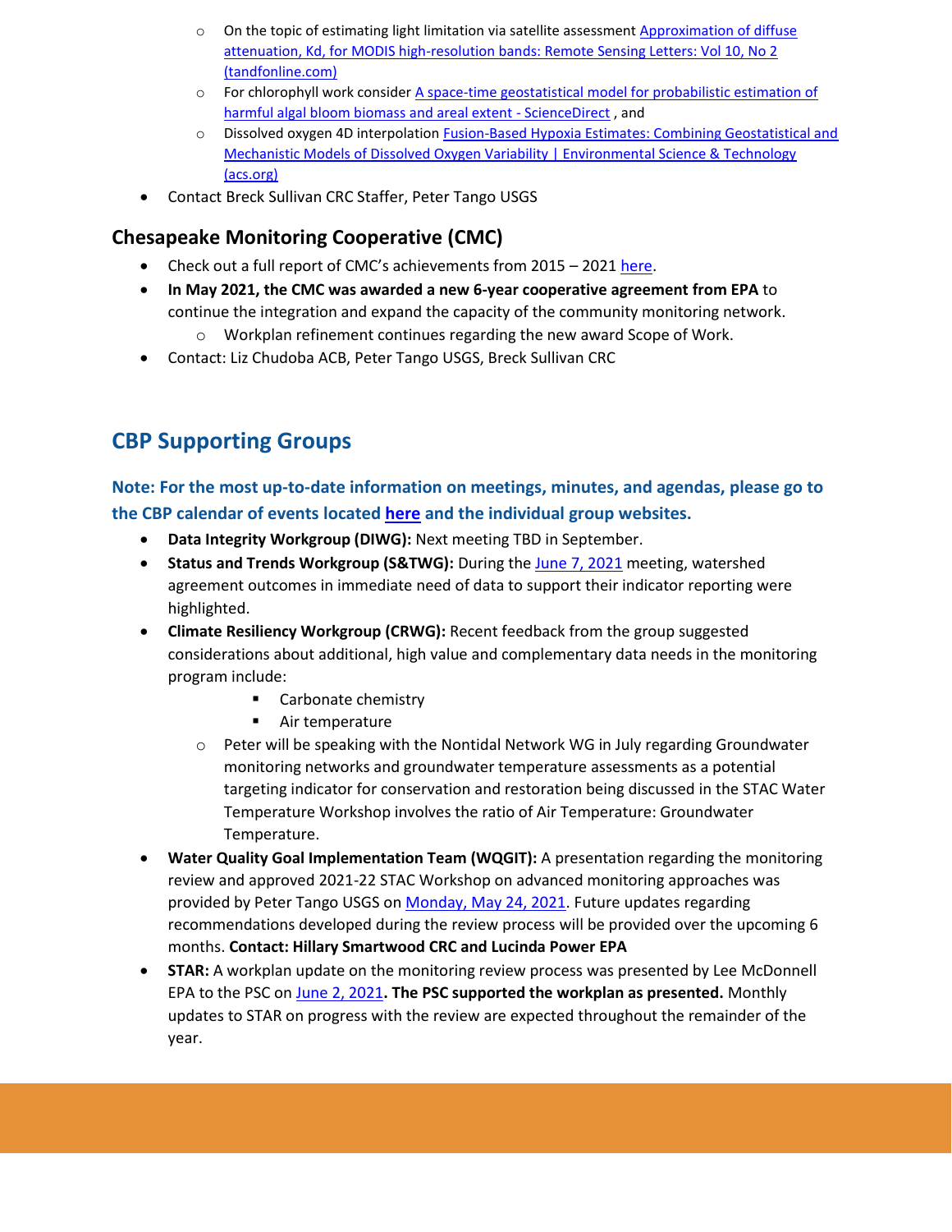- On the topic of estimating light limitation via satellite assessment Approximation of diffuse attenuation, Kd, for MODIS high-resolution bands: Remote Sensing Letters: Vol 10, No 2 (tandfonline.com)
  - For chlorophyll work consider A space-time geostatistical model for probabilistic estimation of harmful algal bloom biomass and areal extent - ScienceDirect , and
  - Dissolved oxygen 4D interpolation Fusion-Based Hypoxia Estimates: Combining Geostatistical and Mechanistic Models of Dissolved Oxygen Variability | Environmental Science & Technology (acs.org)
- Contact Breck Sullivan CRC Staffer, Peter Tango USGS

### Chesapeake Monitoring Cooperative (CMC)

- Check out a full report of CMC's achievements from 2015 – 2021 here.
- **In May 2021, the CMC was awarded a new 6-year cooperative agreement from EPA** to continue the integration and expand the capacity of the community monitoring network.
  - Workplan refinement continues regarding the new award Scope of Work.
- Contact: Liz Chudoba ACB, Peter Tango USGS, Breck Sullivan CRC

## CBP Supporting Groups

**Note: For the most up-to-date information on meetings, minutes, and agendas, please go to the CBP calendar of events located here and the individual group websites.**

- **Data Integrity Workgroup (DIWG):** Next meeting TBD in September.
- **Status and Trends Workgroup (S&TWG):** During the June 7, 2021 meeting, watershed agreement outcomes in immediate need of data to support their indicator reporting were highlighted.
- **Climate Resiliency Workgroup (CRWG):** Recent feedback from the group suggested considerations about additional, high value and complementary data needs in the monitoring program include:
    - Carbonate chemistry
    - Air temperature
  - Peter will be speaking with the Nontidal Network WG in July regarding Groundwater monitoring networks and groundwater temperature assessments as a potential targeting indicator for conservation and restoration being discussed in the STAC Water Temperature Workshop involves the ratio of Air Temperature: Groundwater Temperature.
- **Water Quality Goal Implementation Team (WQGIT):** A presentation regarding the monitoring review and approved 2021-22 STAC Workshop on advanced monitoring approaches was provided by Peter Tango USGS on Monday, May 24, 2021. Future updates regarding recommendations developed during the review process will be provided over the upcoming 6 months. **Contact: Hillary Smartwood CRC and Lucinda Power EPA**
- **STAR:** A workplan update on the monitoring review process was presented by Lee McDonnell EPA to the PSC on June 2, 2021**. The PSC supported the workplan as presented.** Monthly updates to STAR on progress with the review are expected throughout the remainder of the year.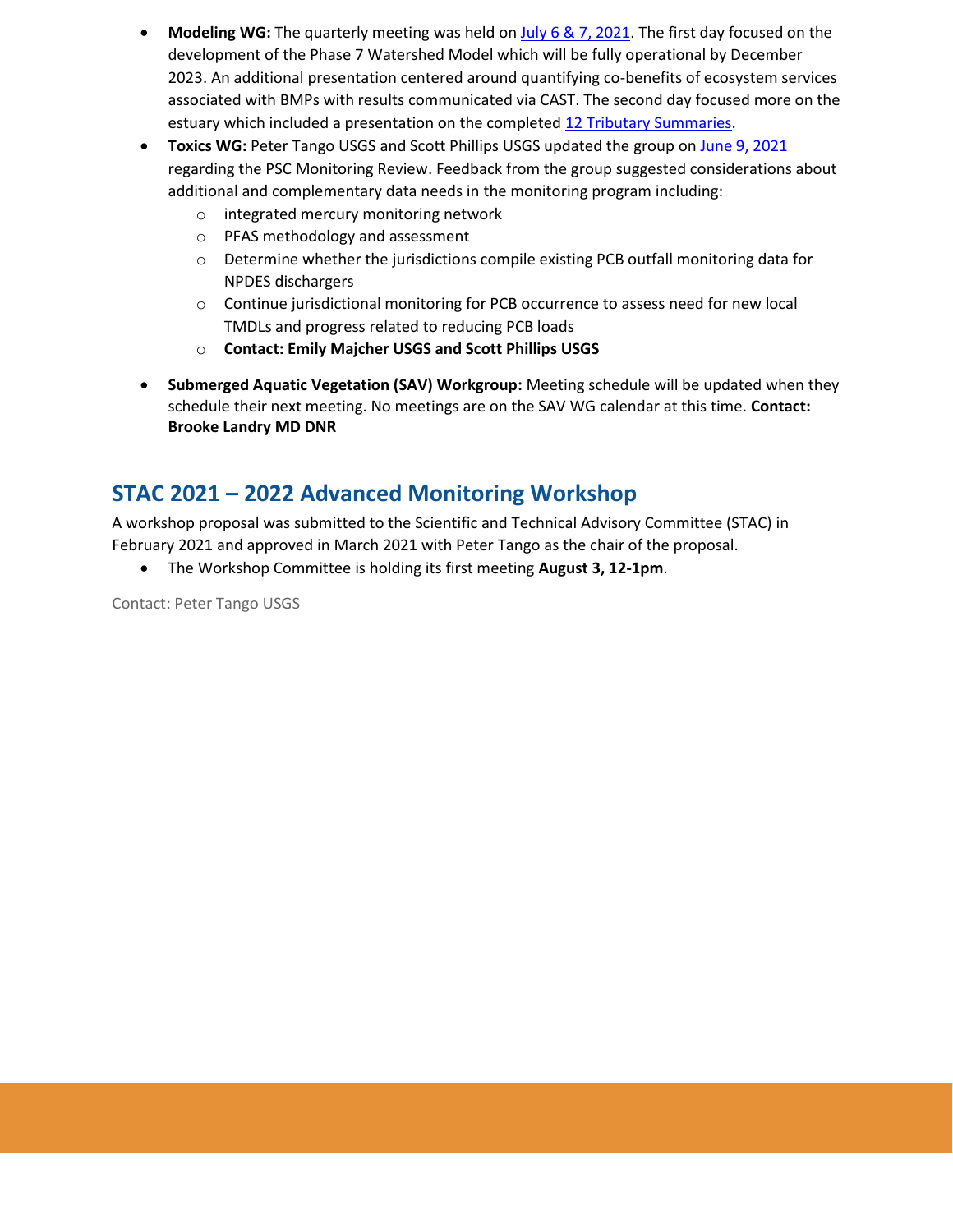- **Modeling WG:** The quarterly meeting was held on July 6 & 7, 2021. The first day focused on the development of the Phase 7 Watershed Model which will be fully operational by December 2023. An additional presentation centered around quantifying co-benefits of ecosystem services associated with BMPs with results communicated via CAST. The second day focused more on the estuary which included a presentation on the completed 12 Tributary Summaries.
- **Toxics WG:** Peter Tango USGS and Scott Phillips USGS updated the group on June 9, 2021 regarding the PSC Monitoring Review. Feedback from the group suggested considerations about additional and complementary data needs in the monitoring program including:
  - integrated mercury monitoring network
  - PFAS methodology and assessment
  - Determine whether the jurisdictions compile existing PCB outfall monitoring data for NPDES dischargers
  - Continue jurisdictional monitoring for PCB occurrence to assess need for new local TMDLs and progress related to reducing PCB loads
  - **Contact: Emily Majcher USGS and Scott Phillips USGS**
- **Submerged Aquatic Vegetation (SAV) Workgroup:** Meeting schedule will be updated when they schedule their next meeting. No meetings are on the SAV WG calendar at this time. **Contact: Brooke Landry MD DNR**

## STAC 2021 – 2022 Advanced Monitoring Workshop

A workshop proposal was submitted to the Scientific and Technical Advisory Committee (STAC) in February 2021 and approved in March 2021 with Peter Tango as the chair of the proposal.

- The Workshop Committee is holding its first meeting **August 3, 12-1pm**.

Contact: Peter Tango USGS